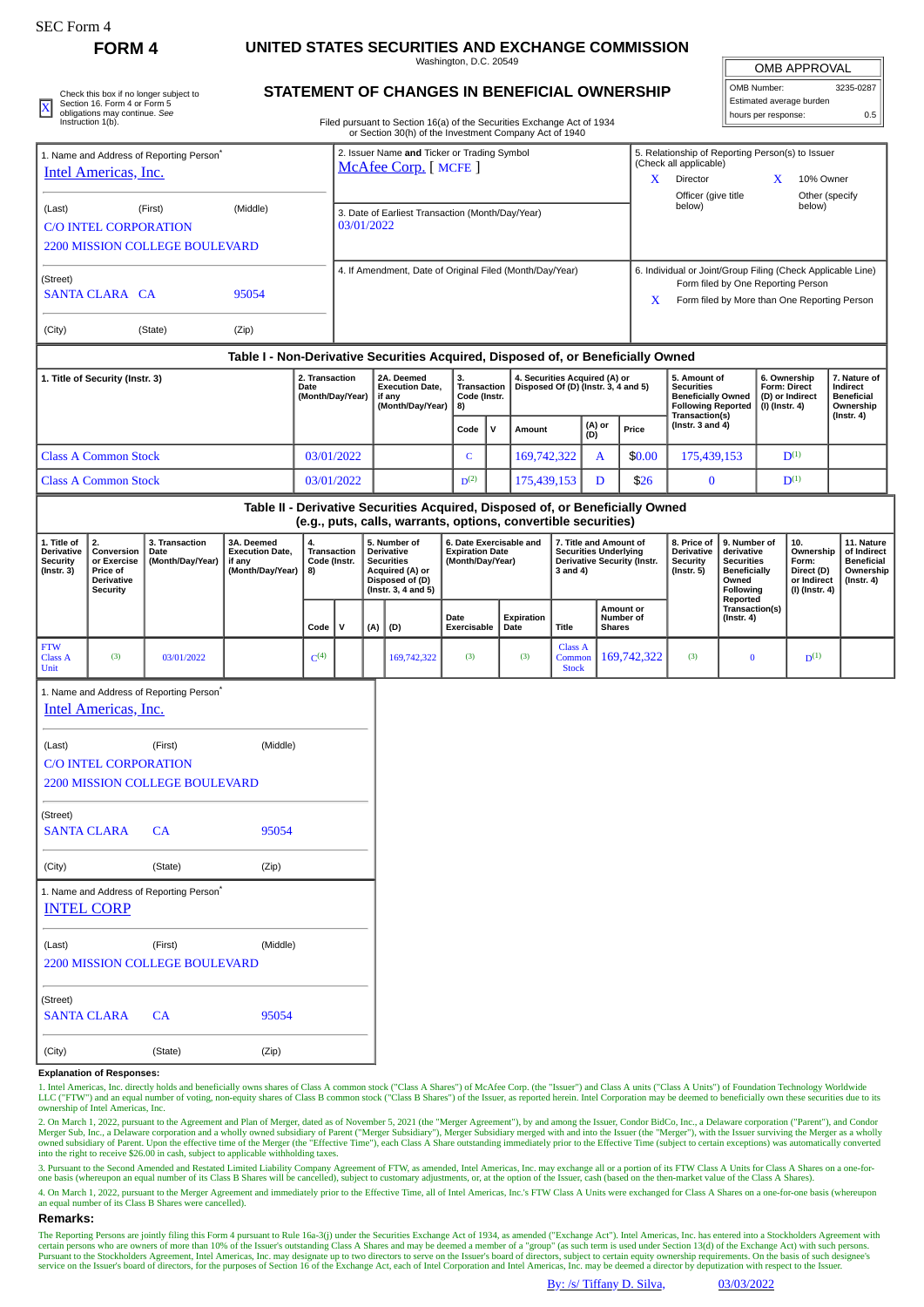SEC Form 4

**FORM 4**

# UNITED STATES SECURITIES AND EXCHANGE COMMISSION

Washington, D.C. 20549

## STATEMENT OF CHANGES IN BENEFICIAL OWNERSHIP

Filed pursuant to Section 16(a) of the Securities Exchange Act of 1934 or Section 30(h) of the Investment Company Act of 1940

| OMB APPROVAL | |
|---|---|
| OMB Number: | 3235-0287 |
| Estimated average burden | |
| hours per response: | 0.5 |

X Check this box if no longer subject to Section 16. Form 4 or Form 5 obligations may continue. *See* Instruction 1(b).

1. Name and Address of Reporting Person*
Intel Americas, Inc.

(Last) (First) (Middle)
C/O INTEL CORPORATION
2200 MISSION COLLEGE BOULEVARD

(Street)
SANTA CLARA CA 95054

(City) (State) (Zip)

2. Issuer Name **and** Ticker or Trading Symbol
McAfee Corp. [ MCFE ]

3. Date of Earliest Transaction (Month/Day/Year)
03/01/2022

4. If Amendment, Date of Original Filed (Month/Day/Year)

5. Relationship of Reporting Person(s) to Issuer (Check all applicable)
X Director
X 10% Owner
Officer (give title below)
Other (specify below)

6. Individual or Joint/Group Filing (Check Applicable Line)
Form filed by One Reporting Person
X Form filed by More than One Reporting Person

### Table I - Non-Derivative Securities Acquired, Disposed of, or Beneficially Owned

| 1. Title of Security (Instr. 3) | 2. Transaction Date (Month/Day/Year) | 2A. Deemed Execution Date, if any (Month/Day/Year) | 3. Transaction Code (Instr. 8) | | 4. Securities Acquired (A) or Disposed Of (D) (Instr. 3, 4 and 5) | | | 5. Amount of Securities Beneficially Owned Following Reported Transaction(s) (Instr. 3 and 4) | 6. Ownership Form: Direct (D) or Indirect (I) (Instr. 4) | 7. Nature of Indirect Beneficial Ownership (Instr. 4) |
|---|---|---|---|---|---|---|---|---|---|---|
| | | | Code | V | Amount | (A) or (D) | Price | | | |
| Class A Common Stock | 03/01/2022 | | C | | 169,742,322 | A | $0.00 | 175,439,153 | D[1] | |
| Class A Common Stock | 03/01/2022 | | D[2] | | 175,439,153 | D | $26 | 0 | D[1] | |

### Table II - Derivative Securities Acquired, Disposed of, or Beneficially Owned (e.g., puts, calls, warrants, options, convertible securities)

| 1. Title of Derivative Security (Instr. 3) | 2. Conversion or Exercise Price of Derivative Security | 3. Transaction Date (Month/Day/Year) | 3A. Deemed Execution Date, if any (Month/Day/Year) | 4. Transaction Code (Instr. 8) | | 5. Number of Derivative Securities Acquired (A) or Disposed of (D) (Instr. 3, 4 and 5) | | 6. Date Exercisable and Expiration Date (Month/Day/Year) | | 7. Title and Amount of Securities Underlying Derivative Security (Instr. 3 and 4) | | 8. Price of Derivative Security (Instr. 5) | 9. Number of derivative Securities Beneficially Owned Following Reported Transaction(s) (Instr. 4) | 10. Ownership Form: Direct (D) or Indirect (I) (Instr. 4) | 11. Nature of Indirect Beneficial Ownership (Instr. 4) |
|---|---|---|---|---|---|---|---|---|---|---|---|---|---|---|---|
| | | | | Code | V | (A) | (D) | Date Exercisable | Expiration Date | Title | Amount or Number of Shares | | | | |
| FTW Class A Unit | (3) | 03/01/2022 | | C[4] | | | 169,742,322 | (3) | (3) | Class A Common Stock | 169,742,322 | (3) | 0 | D[1] | |

1. Name and Address of Reporting Person*
Intel Americas, Inc.

(Last) (First) (Middle)
C/O INTEL CORPORATION
2200 MISSION COLLEGE BOULEVARD

(Street)
SANTA CLARA CA 95054

(City) (State) (Zip)

1. Name and Address of Reporting Person*
INTEL CORP

(Last) (First) (Middle)
2200 MISSION COLLEGE BOULEVARD

(Street)
SANTA CLARA CA 95054

(City) (State) (Zip)

**Explanation of Responses:**

1. Intel Americas, Inc. directly holds and beneficially owns shares of Class A common stock ("Class A Shares") of McAfee Corp. (the "Issuer") and Class A units ("Class A Units") of Foundation Technology Worldwide LLC ("FTW") and an equal number of voting, non-equity shares of Class B common stock ("Class B Shares") of the Issuer, as reported herein. Intel Corporation may be deemed to beneficially own these securities due to its ownership of Intel Americas, Inc.

2. On March 1, 2022, pursuant to the Agreement and Plan of Merger, dated as of November 5, 2021 (the "Merger Agreement"), by and among the Issuer, Condor BidCo, Inc., a Delaware corporation ("Parent"), and Condor Merger Sub, Inc., a Delaware corporation and a wholly owned subsidiary of Parent ("Merger Subsidiary"), Merger Subsidiary merged with and into the Issuer (the "Merger"), with the Issuer surviving the Merger as a wholly owned subsidiary of Parent. Upon the effective time of the Merger (the "Effective Time"), each Class A Share outstanding immediately prior to the Effective Time (subject to certain exceptions) was automatically converted into the right to receive $26.00 in cash, subject to applicable withholding taxes.

3. Pursuant to the Second Amended and Restated Limited Liability Company Agreement of FTW, as amended, Intel Americas, Inc. may exchange all or a portion of its FTW Class A Units for Class A Shares on a one-for-one basis (whereupon an equal number of its Class B Shares will be cancelled), subject to customary adjustments, or, at the option of the Issuer, cash (based on the then-market value of the Class A Shares).

4. On March 1, 2022, pursuant to the Merger Agreement and immediately prior to the Effective Time, all of Intel Americas, Inc.'s FTW Class A Units were exchanged for Class A Shares on a one-for-one basis (whereupon an equal number of its Class B Shares were cancelled).

**Remarks:**

The Reporting Persons are jointly filing this Form 4 pursuant to Rule 16a-3(j) under the Securities Exchange Act of 1934, as amended ("Exchange Act"). Intel Americas, Inc. has entered into a Stockholders Agreement with certain persons who are owners of more than 10% of the Issuer's outstanding Class A Shares and may be deemed a member of a "group" (as such term is used under Section 13(d) of the Exchange Act) with such persons. Pursuant to the Stockholders Agreement, Intel Americas, Inc. may designate up to two directors to serve on the Issuer's board of directors, subject to certain equity ownership requirements. On the basis of such designee's service on the Issuer's board of directors, for the purposes of Section 16 of the Exchange Act, each of Intel Corporation and Intel Americas, Inc. may be deemed a director by deputization with respect to the Issuer.

By: /s/ Tiffany D. Silva, 03/03/2022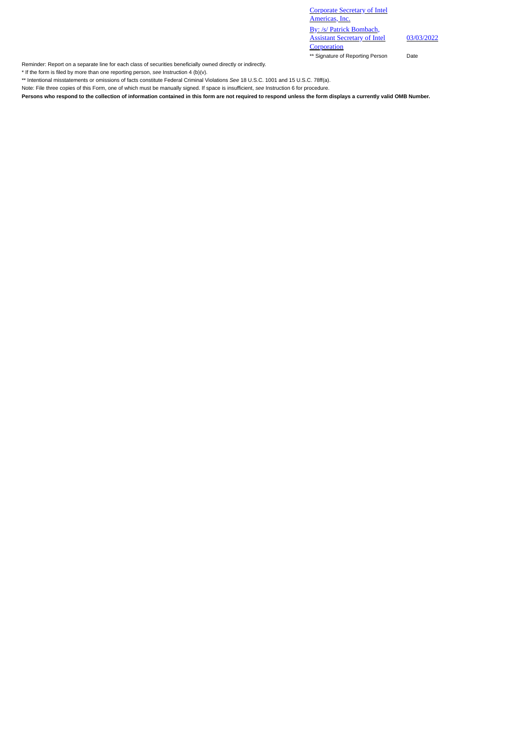| | |
|---|---|
| Corporate Secretary of Intel Americas, Inc. | |
| By: /s/ Patrick Bombach, Assistant Secretary of Intel Corporation | 03/03/2022 |
| ** Signature of Reporting Person | Date |

Reminder: Report on a separate line for each class of securities beneficially owned directly or indirectly.

* If the form is filed by more than one reporting person, *see* Instruction 4 (b)(v).

** Intentional misstatements or omissions of facts constitute Federal Criminal Violations *See* 18 U.S.C. 1001 and 15 U.S.C. 78ff(a).

Note: File three copies of this Form, one of which must be manually signed. If space is insufficient, *see* Instruction 6 for procedure.

**Persons who respond to the collection of information contained in this form are not required to respond unless the form displays a currently valid OMB Number.**